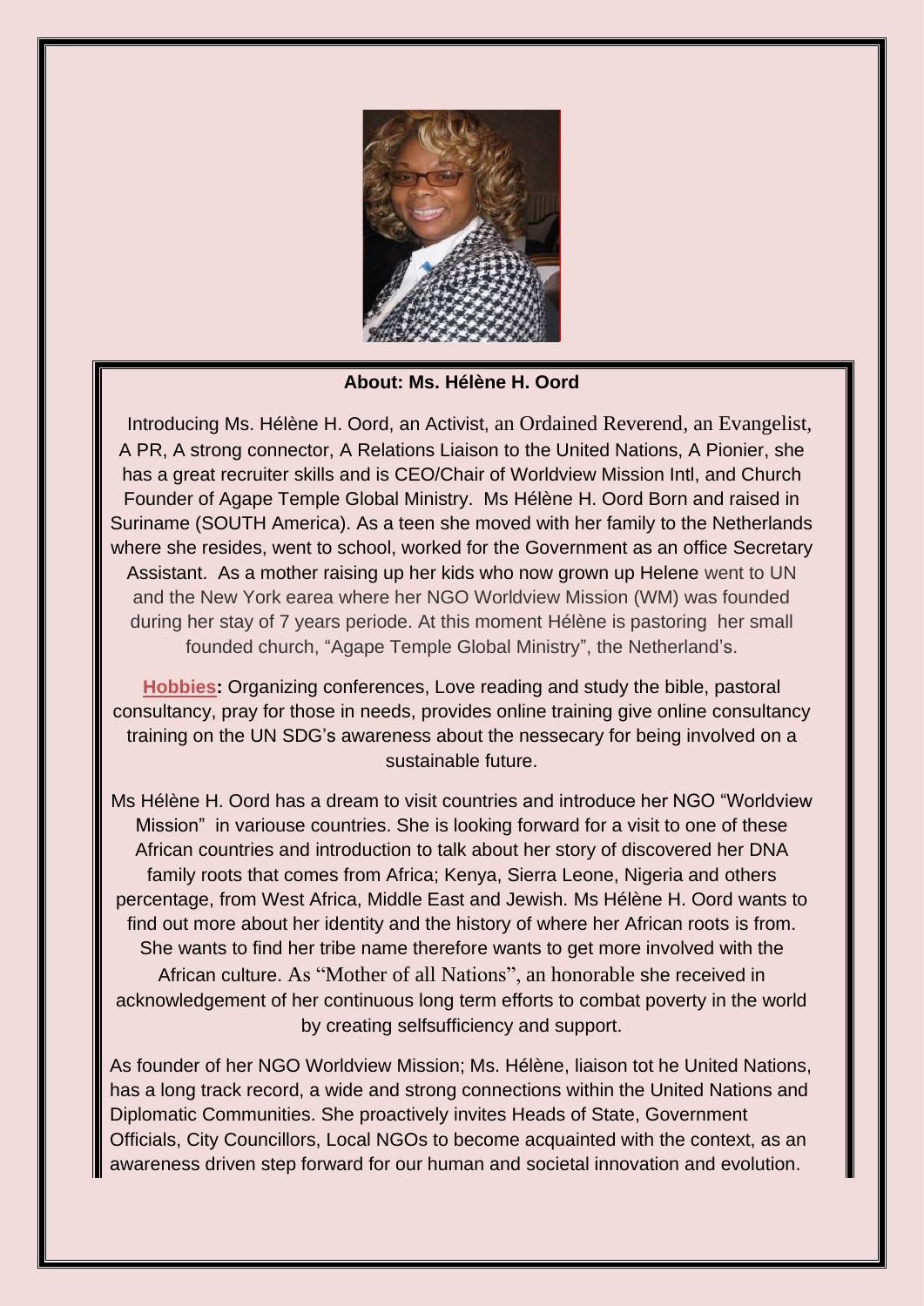**About: Ms. Hélène H. Oord**

Introducing Ms. Hélène H. Oord, an Activist, an Ordained Reverend, an Evangelist, A PR, A strong connector, A Relations Liaison to the United Nations, A Pionier, she has a great recruiter skills and is CEO/Chair of Worldview Mission Intl, and Church Founder of Agape Temple Global Ministry. Ms Hélène H. Oord Born and raised in Suriname (SOUTH America). As a teen she moved with her family to the Netherlands where she resides, went to school, worked for the Government as an office Secretary Assistant. As a mother raising up her kids who now grown up Helene went to UN and the New York earea where her NGO Worldview Mission (WM) was founded during her stay of 7 years periode. At this moment Hélène is pastoring her small founded church, "Agape Temple Global Ministry", the Netherland's.

**Hobbies:** Organizing conferences, Love reading and study the bible, pastoral consultancy, pray for those in needs, provides online training give online consultancy training on the UN SDG's awareness about the nessecary for being involved on a sustainable future.

Ms Hélène H. Oord has a dream to visit countries and introduce her NGO "Worldview Mission" in variouse countries. She is looking forward for a visit to one of these African countries and introduction to talk about her story of discovered her DNA family roots that comes from Africa; Kenya, Sierra Leone, Nigeria and others percentage, from West Africa, Middle East and Jewish. Ms Hélène H. Oord wants to find out more about her identity and the history of where her African roots is from. She wants to find her tribe name therefore wants to get more involved with the African culture. As "Mother of all Nations", an honorable she received in acknowledgement of her continuous long term efforts to combat poverty in the world by creating selfsufficiency and support.

As founder of her NGO Worldview Mission; Ms. Hélène, liaison tot he United Nations, has a long track record, a wide and strong connections within the United Nations and Diplomatic Communities. She proactively invites Heads of State, Government Officials, City Councillors, Local NGOs to become acquainted with the context, as an awareness driven step forward for our human and societal innovation and evolution.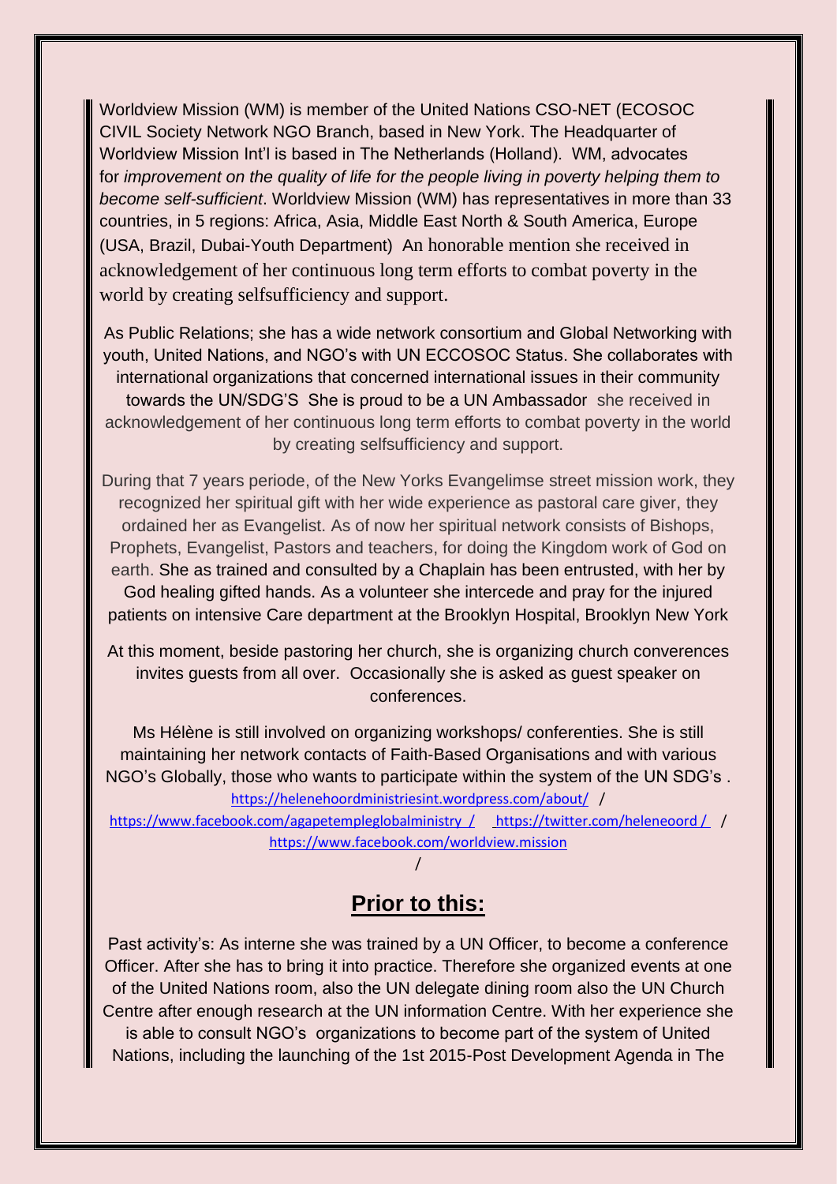Worldview Mission (WM) is member of the United Nations CSO-NET (ECOSOC CIVIL Society Network NGO Branch, based in New York. The Headquarter of Worldview Mission Int'l is based in The Netherlands (Holland). WM, advocates for *improvement on the quality of life for the people living in poverty helping them to become self-sufficient*. Worldview Mission (WM) has representatives in more than 33 countries, in 5 regions: Africa, Asia, Middle East North & South America, Europe (USA, Brazil, Dubai-Youth Department) An honorable mention she received in acknowledgement of her continuous long term efforts to combat poverty in the world by creating selfsufficiency and support.

As Public Relations; she has a wide network consortium and Global Networking with youth, United Nations, and NGO's with UN ECCOSOC Status. She collaborates with international organizations that concerned international issues in their community towards the UN/SDG'S She is proud to be a UN Ambassador she received in acknowledgement of her continuous long term efforts to combat poverty in the world by creating selfsufficiency and support.

During that 7 years periode, of the New Yorks Evangelimse street mission work, they recognized her spiritual gift with her wide experience as pastoral care giver, they ordained her as Evangelist. As of now her spiritual network consists of Bishops, Prophets, Evangelist, Pastors and teachers, for doing the Kingdom work of God on earth. She as trained and consulted by a Chaplain has been entrusted, with her by God healing gifted hands. As a volunteer she intercede and pray for the injured patients on intensive Care department at the Brooklyn Hospital, Brooklyn New York

At this moment, beside pastoring her church, she is organizing church converences invites guests from all over. Occasionally she is asked as guest speaker on conferences.

Ms Hélène is still involved on organizing workshops/ conferenties. She is still maintaining her network contacts of Faith-Based Organisations and with various NGO's Globally, those who wants to participate within the system of the UN SDG's . https://helenehoordministriesint.wordpress.com/about/ /
https://www.facebook.com/agapetempleglobalministry / https://twitter.com/heleneoord / / https://www.facebook.com/worldview.mission

/

## Prior to this:

Past activity's: As interne she was trained by a UN Officer, to become a conference Officer. After she has to bring it into practice. Therefore she organized events at one of the United Nations room, also the UN delegate dining room also the UN Church Centre after enough research at the UN information Centre. With her experience she is able to consult NGO's organizations to become part of the system of United Nations, including the launching of the 1st 2015-Post Development Agenda in The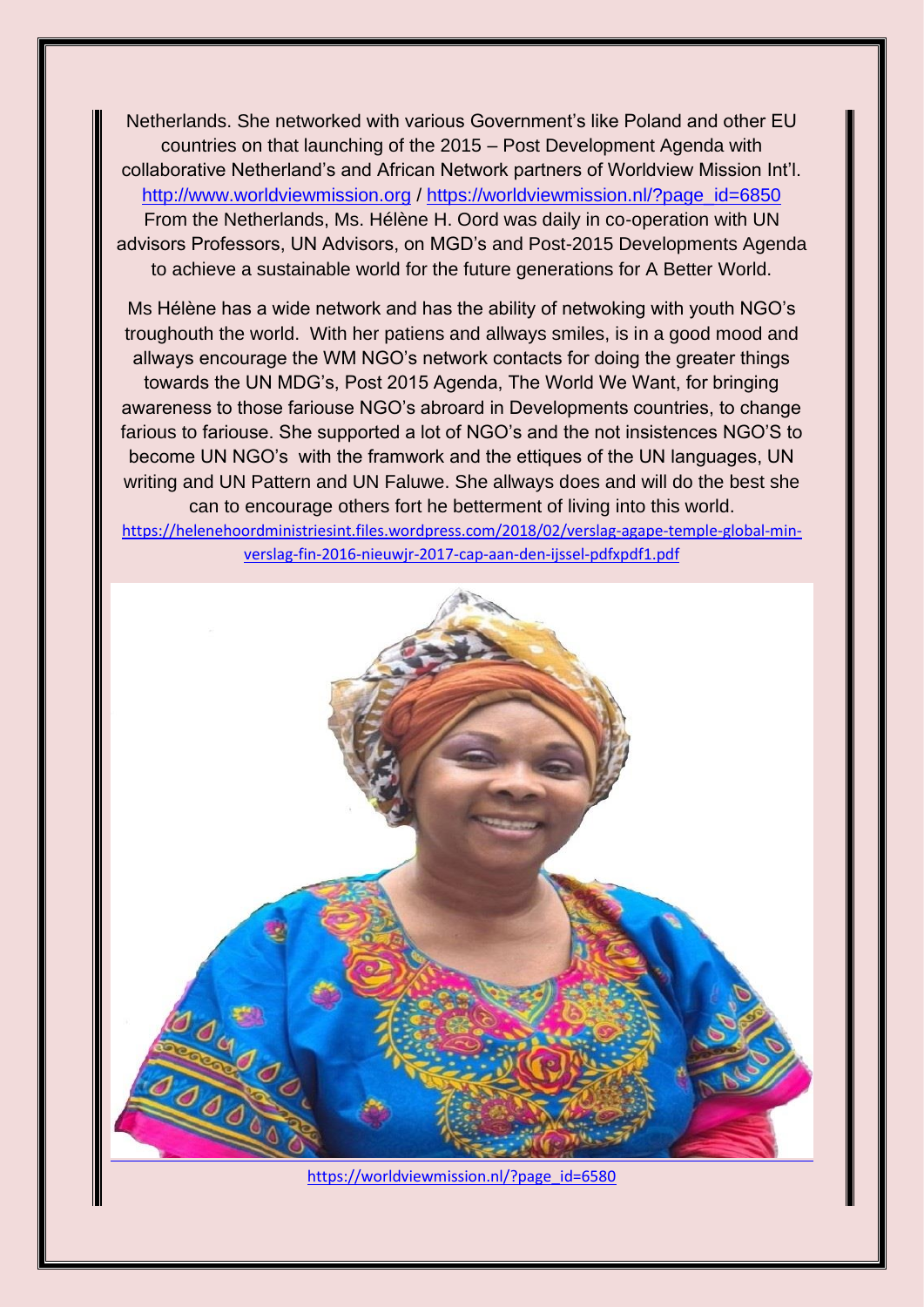Netherlands. She networked with various Government's like Poland and other EU countries on that launching of the 2015 – Post Development Agenda with collaborative Netherland's and African Network partners of Worldview Mission Int'l. http://www.worldviewmission.org / https://worldviewmission.nl/?page_id=6850 From the Netherlands, Ms. Hélène H. Oord was daily in co-operation with UN advisors Professors, UN Advisors, on MGD's and Post-2015 Developments Agenda to achieve a sustainable world for the future generations for A Better World.

Ms Hélène has a wide network and has the ability of netwoking with youth NGO's troughouth the world. With her patiens and allways smiles, is in a good mood and allways encourage the WM NGO's network contacts for doing the greater things towards the UN MDG's, Post 2015 Agenda, The World We Want, for bringing awareness to those fariouse NGO's abroard in Developments countries, to change farious to fariouse. She supported a lot of NGO's and the not insistences NGO'S to become UN NGO's with the framwork and the ettiques of the UN languages, UN writing and UN Pattern and UN Faluwe. She allways does and will do the best she can to encourage others fort he betterment of living into this world. https://helenehoordministriesint.files.wordpress.com/2018/02/verslag-agape-temple-global-min-verslag-fin-2016-nieuwjr-2017-cap-aan-den-ijssel-pdfxpdf1.pdf

https://worldviewmission.nl/?page_id=6580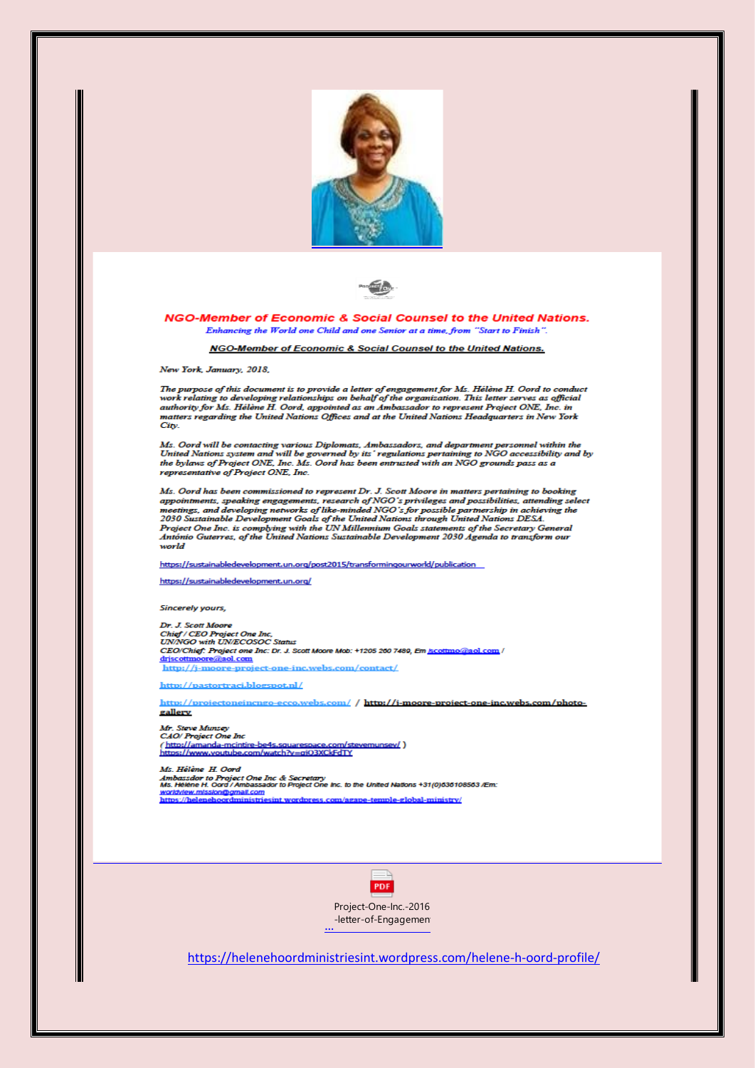**NGO-Member of Economic & Social Counsel to the United Nations.**

*Enhancing the World one Child and one Senior at a time, from "Start to Finish".*

**NGO-Member of Economic & Social Counsel to the United Nations.**

*New York, January, 2018.*

*The purpose of this document is to provide a letter of engagement for Ms. Hélène H. Oord to conduct work relating to developing relationships on behalf of the organization. This letter serves as official authority for Ms. Hélène H. Oord, appointed as an Ambassador to represent Project ONE, Inc. in matters regarding the United Nations Offices and at the United Nations Headquarters in New York City.*

*Ms. Oord will be contacting various Diplomats, Ambassadors, and department personnel within the United Nations system and will be governed by its' regulations pertaining to NGO accessibility and by the bylaws of Project ONE, Inc. Ms. Oord has been entrusted with an NGO grounds pass as a representative of Project ONE, Inc.*

*Ms. Oord has been commissioned to represent Dr. J. Scott Moore in matters pertaining to booking appointments, speaking engagements, research of NGO's privileges and possibilities, attending select meetings, and developing networks of like-minded NGO's for possible partnership in achieving the 2030 Sustainable Development Goals of the United Nations through United Nations DESA. Project One Inc. is complying with the UN Millennium Goals statements of the Secretary General António Guterres, of the United Nations Sustainable Development 2030 Agenda to transform our world*

https://sustainabledevelopment.un.org/post2015/transformingourworld/publication

https://sustainabledevelopment.un.org/

*Sincerely yours,*

*Dr. J. Scott Moore*
*Chief / CEO Project One Inc,*
*UN/NGO with UN/ECOSOC Status*
CEO/Chief: Project one Inc: Dr. J. Scott Moore Mob: +1205 260 7489, Em jscottmo@aol.com / drjscottmoore@aol.com
http://j-moore-project-one-inc.webs.com/contact/

http://pastortraci.blogspot.nl/

http://projectoneincngo-ecco.webs.com/ / http://j-moore-project-one-inc.webs.com/photo-gallery

*Mr. Steve Munsey*
*CAO/ Project One Inc*
( http://amanda-mcintire-be4s.squarespace.com/stevemunsey/ )
https://www.youtube.com/watch?v=gIO3XCkFdTY

*Ms. Hélène H. Oord*
*Ambassador to Project One Inc & Secretary*
Ms. Hélène H. Oord / Ambassador to Project One Inc. to the United Nations +31(0)636108563 /Em: worldview.mission@gmail.com
https://helenehoordministriesint.wordpress.com/agape-temple-global-ministry/

Project-One-Inc.-2016 -letter-of-Engagemen...

https://helenehoordministriesint.wordpress.com/helene-h-oord-profile/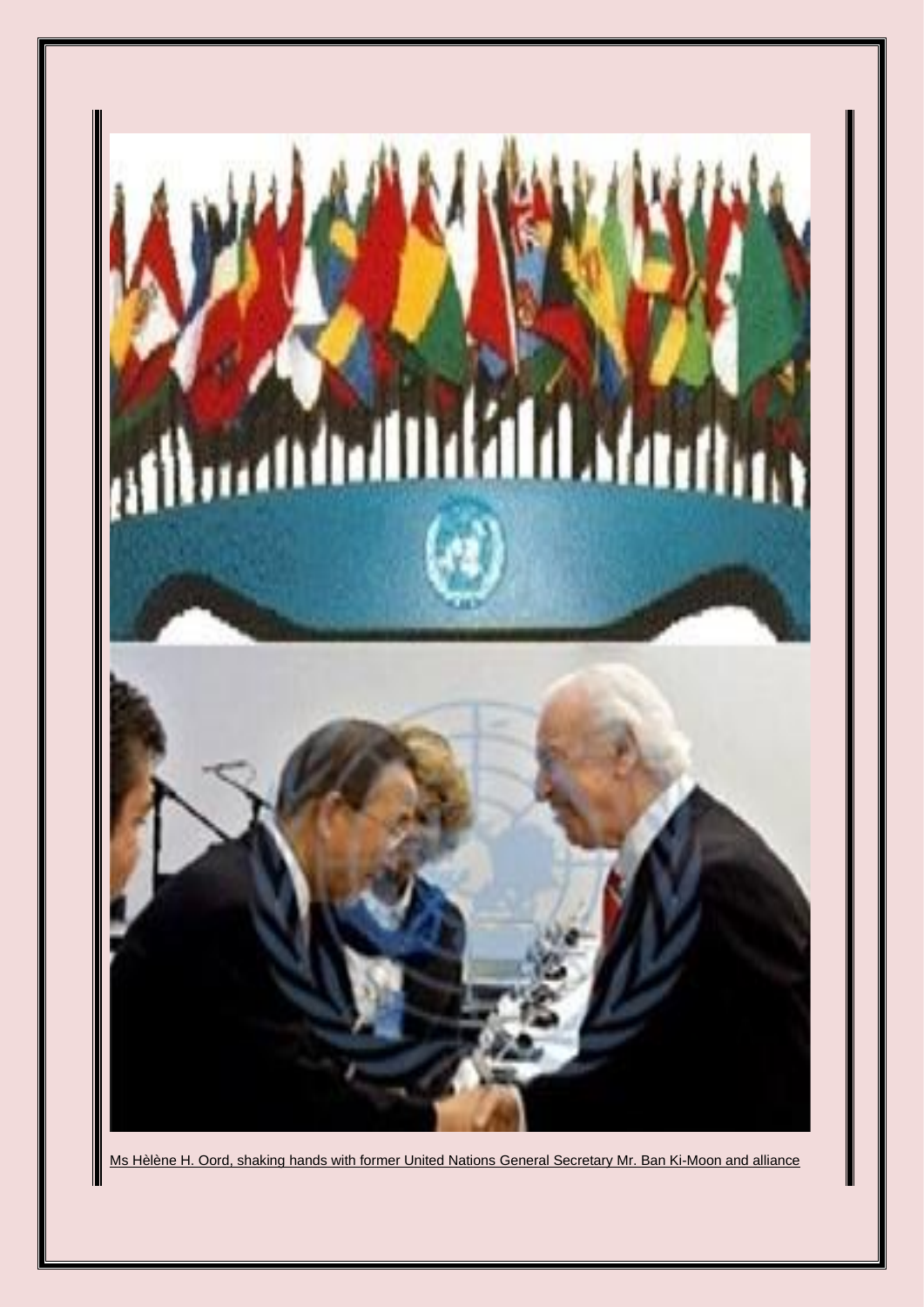Ms Hèlène H. Oord, shaking hands with former United Nations General Secretary Mr. Ban Ki-Moon and alliance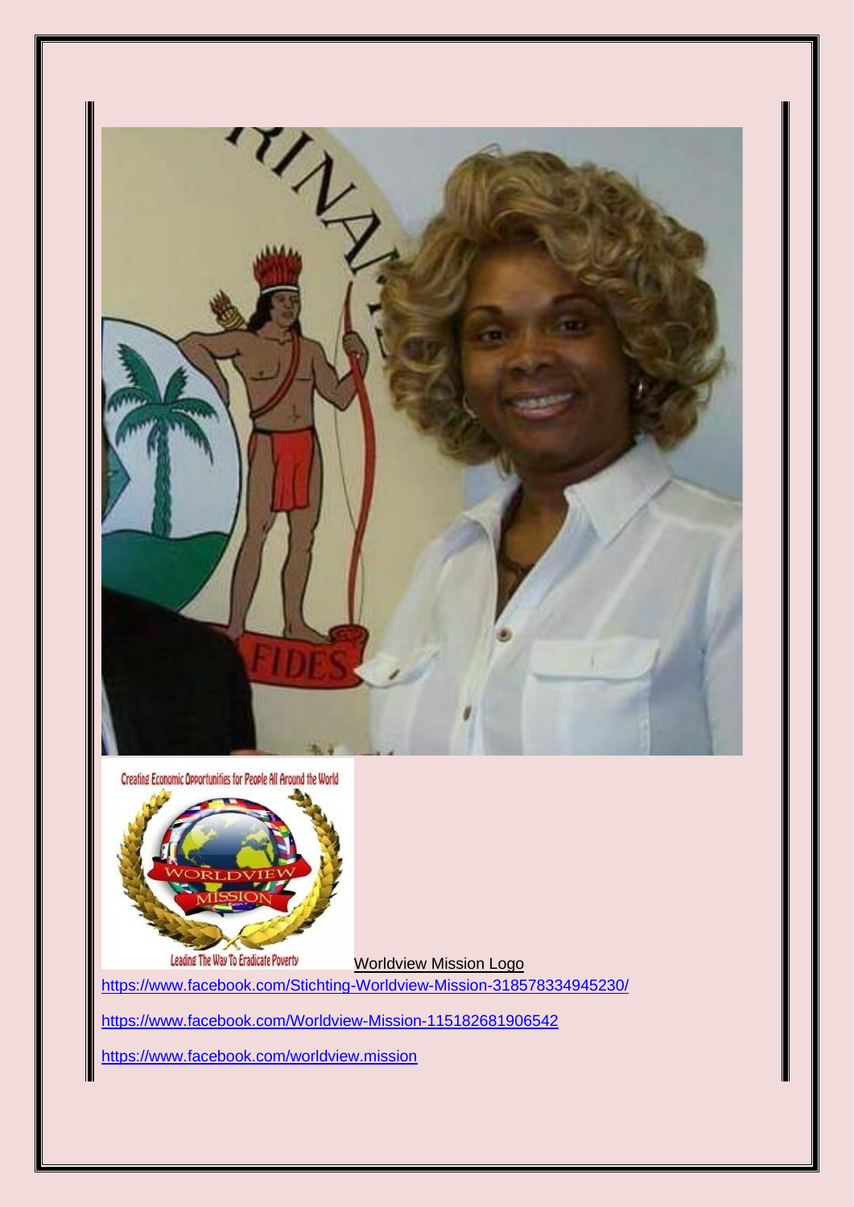Worldview Mission Logo

https://www.facebook.com/Stichting-Worldview-Mission-318578334945230/

https://www.facebook.com/Worldview-Mission-115182681906542

https://www.facebook.com/worldview.mission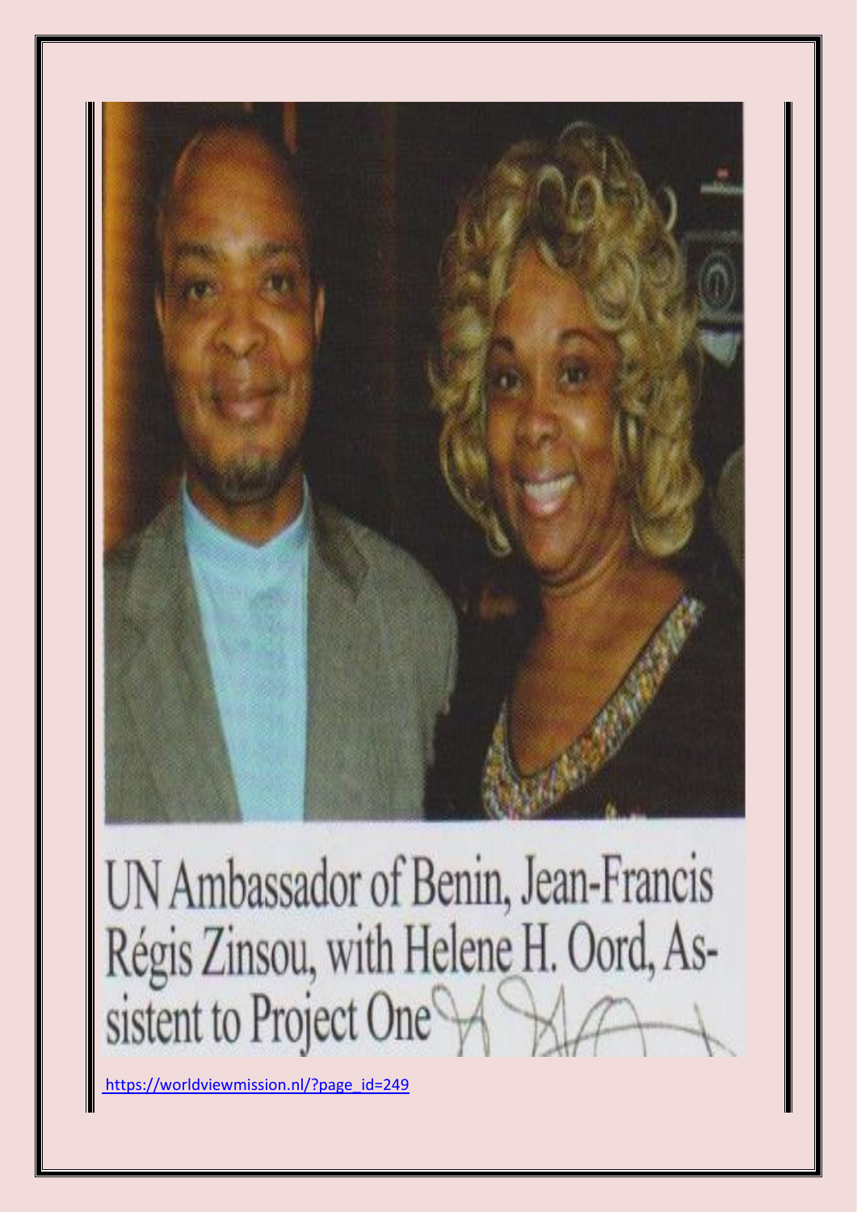UN Ambassador of Benin, Jean-Francis Régis Zinsou, with Helene H. Oord, Assistent to Project One

https://worldviewmission.nl/?page_id=249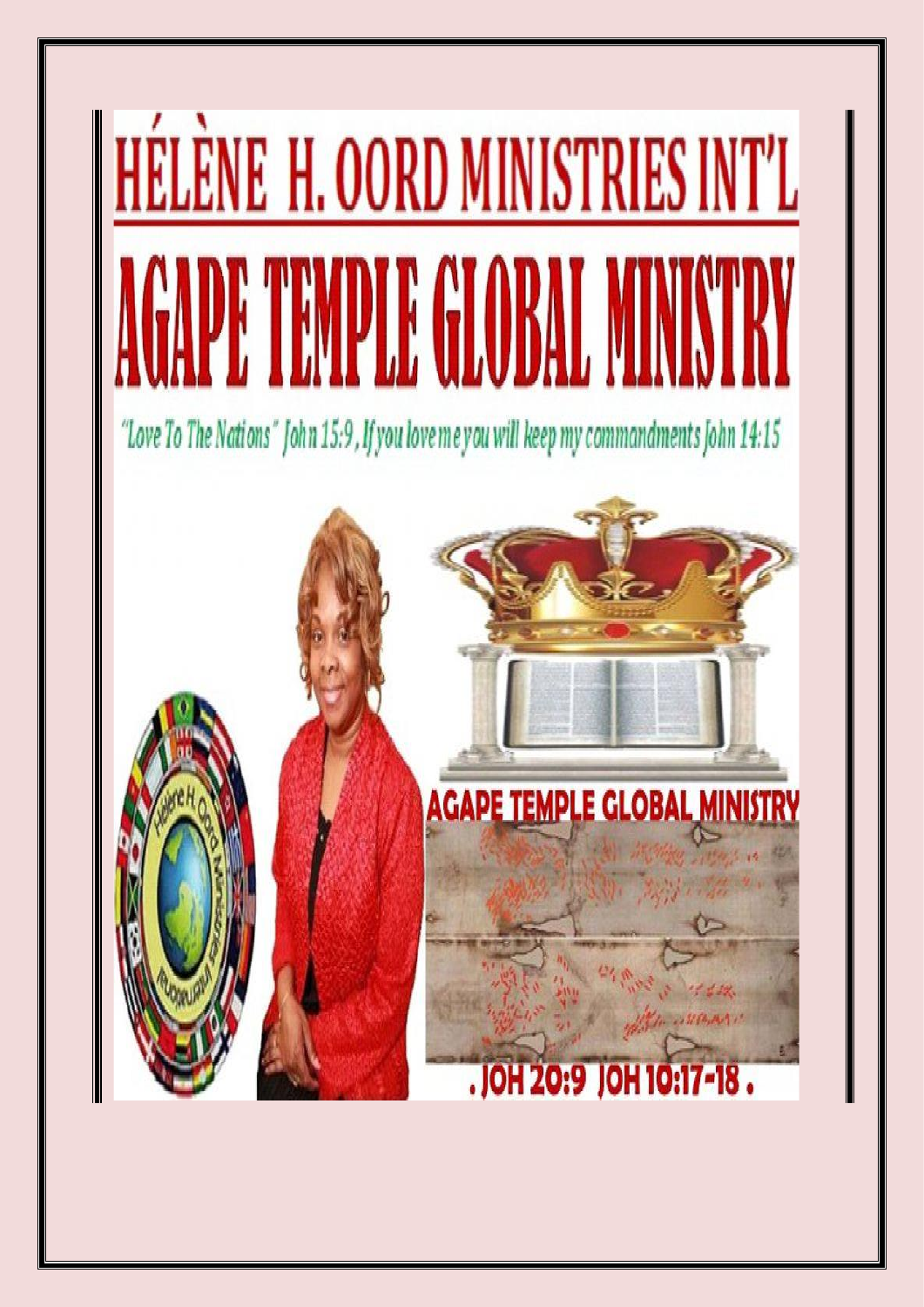# HÉLÈNE H. OORD MINISTRIES INT'L

# AGAPE TEMPLE GLOBAL MINISTRY

"Love To The Nations" John 15:9 , If you love me you will keep my commandments John 14:15

AGAPE TEMPLE GLOBAL MINISTRY

. JOH 20:9 JOH 10:17-18 .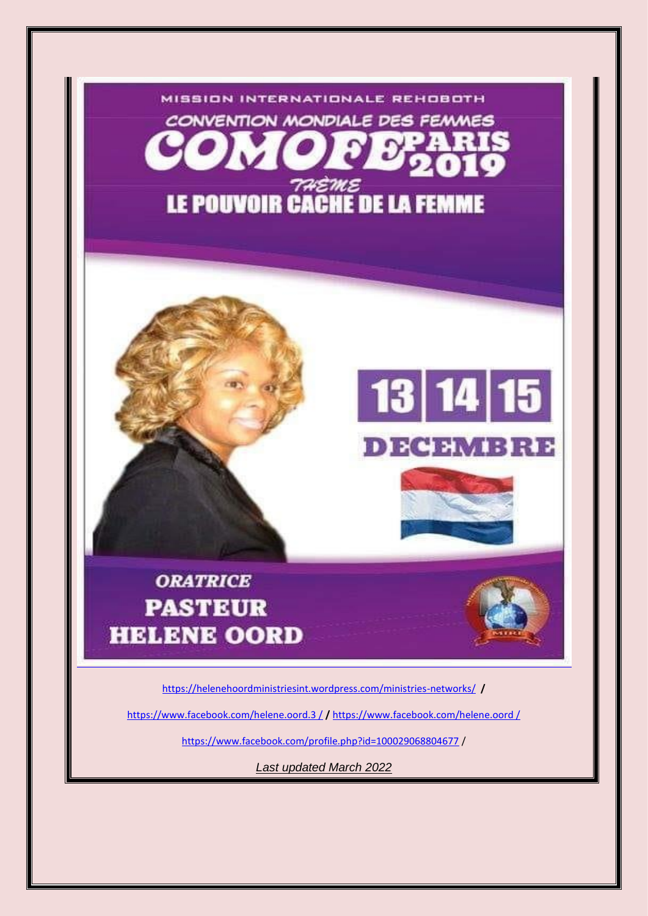MISSION INTERNATIONALE REHOBOTH

CONVENTION MONDIALE DES FEMMES

COMOFE PARIS 2019

THÈME

LE POUVOIR CACHE DE LA FEMME

13 14 15

DECEMBRE

ORATRICE

PASTEUR

HELENE OORD

https://helenehoordministriesint.wordpress.com/ministries-networks/ /

https://www.facebook.com/helene.oord.3 / / https://www.facebook.com/helene.oord /

https://www.facebook.com/profile.php?id=100029068804677 /

*Last updated March 2022*